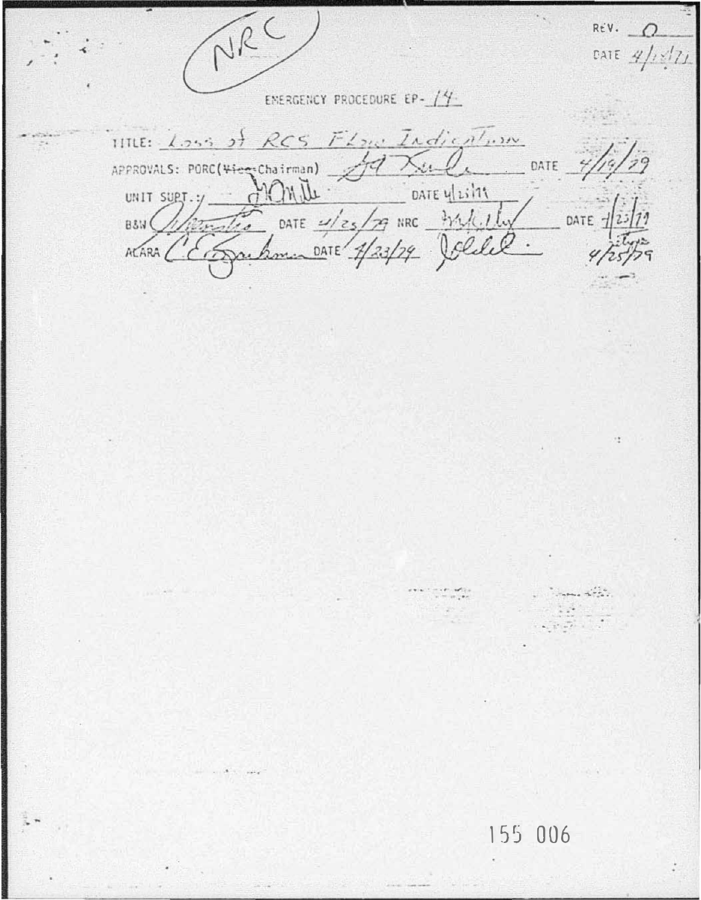NRC

REV. 0
DATE 4/19/79

# EMERGENCY PROCEDURE EP-14

TITLE: Loss of RCS Flow Indication

APPROVALS: PORC(~~Vice~~-Chairman) _________ DATE 4/19/79

UNIT SUPT.: _________ DATE 4/21/79

B&W _________ DATE 4/25/79 NRC _________ DATE 4/25/79

ALARA C.E. _________ DATE 4/23/79 _________ 4/25/79

155 006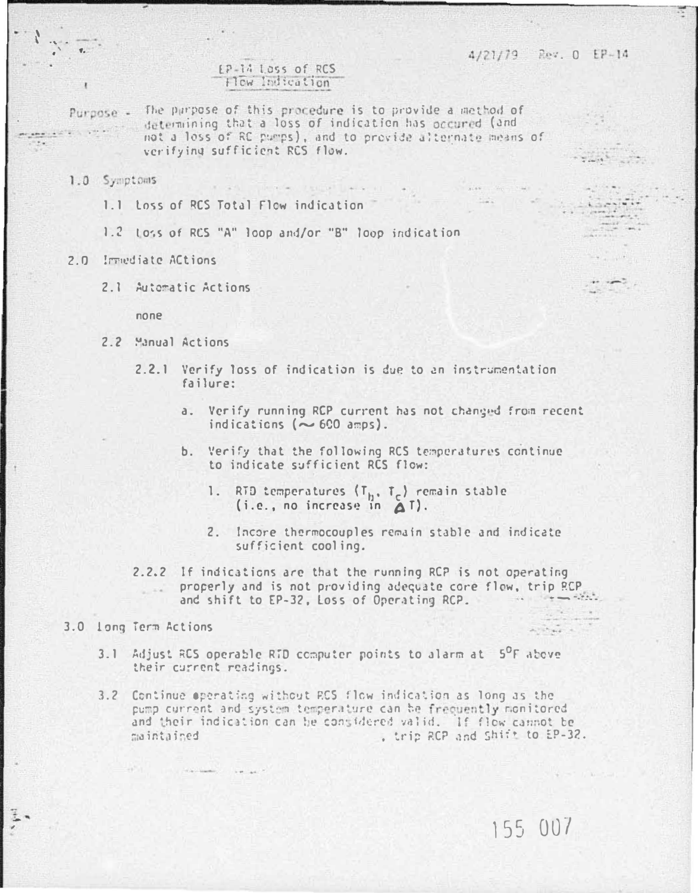4/21/79 Rev. 0 EP-14

# EP-14 Loss of RCS Flow Indication

Purpose - The purpose of this procedure is to provide a method of determining that a loss of indication has occured (and not a loss of RC pumps), and to provide alternate means of verifying sufficient RCS flow.

1.0 Symptoms

1.1 Loss of RCS Total Flow indication

1.2 Loss of RCS "A" loop and/or "B" loop indication

2.0 Immediate ACtions

2.1 Automatic Actions

none

2.2 Manual Actions

2.2.1 Verify loss of indication is due to an instrumentation failure:

a. Verify running RCP current has not changed from recent indications (~ 600 amps).

b. Verify that the following RCS temperatures continue to indicate sufficient RCS flow:

1. RTD temperatures ($T_h$, $T_c$) remain stable (i.e., no increase in $\Delta T$).

2. Incore thermocouples remain stable and indicate sufficient cooling.

2.2.2 If indications are that the running RCP is not operating properly and is not providing adequate core flow, trip RCP and shift to EP-32, Loss of Operating RCP.

3.0 Long Term Actions

3.1 Adjust RCS operable RTD computer points to alarm at 5°F above their current readings.

3.2 Continue operating without RCS flow indication as long as the pump current and system temperature can be frequently monitored and their indication can be considered valid. If flow cannot be maintained , trip RCP and Shift to EP-32.

155 007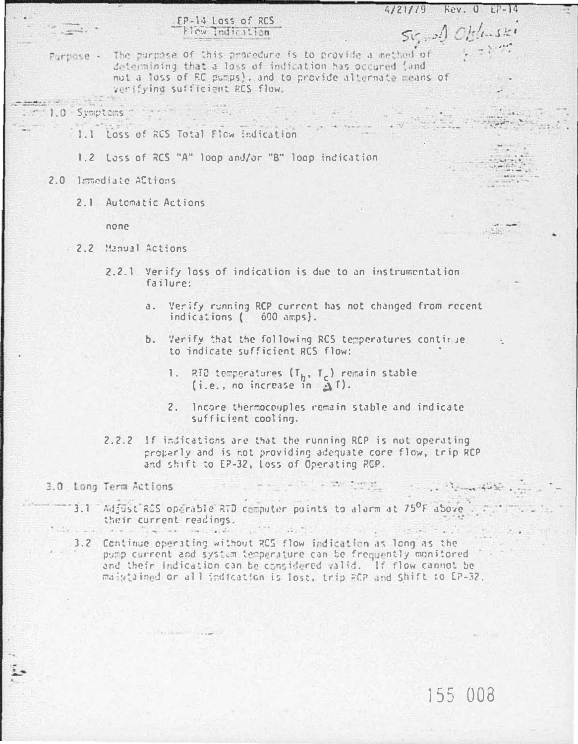4/21/79 Rev. 0 EP-14

# EP-14 Loss of RCS Flow Indication

Purpose - The purpose of this procedure is to provide a method of determining that a loss of indication has occured (and not a loss of RC pumps), and to provide alternate means of verifying sufficient RCS flow.

## 1.0 Symptoms

1.1 Loss of RCS Total Flow indication

1.2 Loss of RCS "A" loop and/or "B" loop indication

## 2.0 Immediate ACtions

2.1 Automatic Actions

none

2.2 Manual Actions

2.2.1 Verify loss of indication is due to an instrumentation failure:

a. Verify running RCP current has not changed from recent indications ( 600 amps).

b. Verify that the following RCS temperatures continue to indicate sufficient RCS flow:

1. RTD temperatures ($T_h$, $T_c$) remain stable (i.e., no increase in $\Delta T$).

2. Incore thermocouples remain stable and indicate sufficient cooling.

2.2.2 If indications are that the running RCP is not operating properly and is not providing adequate core flow, trip RCP and shift to EP-32, Loss of Operating RCP.

## 3.0 Long Term Actions

3.1 Adjust RCS operable RTD computer points to alarm at 75°F above their current readings.

3.2 Continue operating without RCS flow indication as long as the pump current and system temperature can be frequently monitored and their indication can be considered valid. If flow cannot be maintained or all indication is lost, trip RCP and Shift to EP-32.

155 008